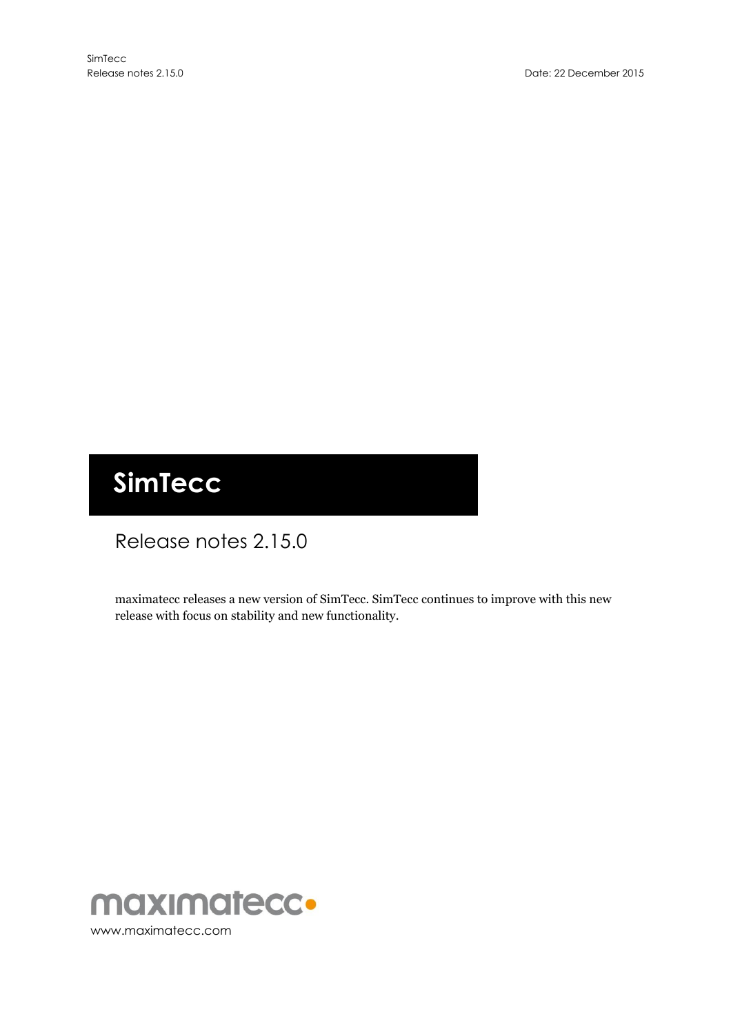# SimTecc

## Release notes 2.15.0

maximatecc releases a new version of SimTecc. SimTecc continues to improve with this new release with focus on stability and new functionality.

maximatecc

www.maximatecc.com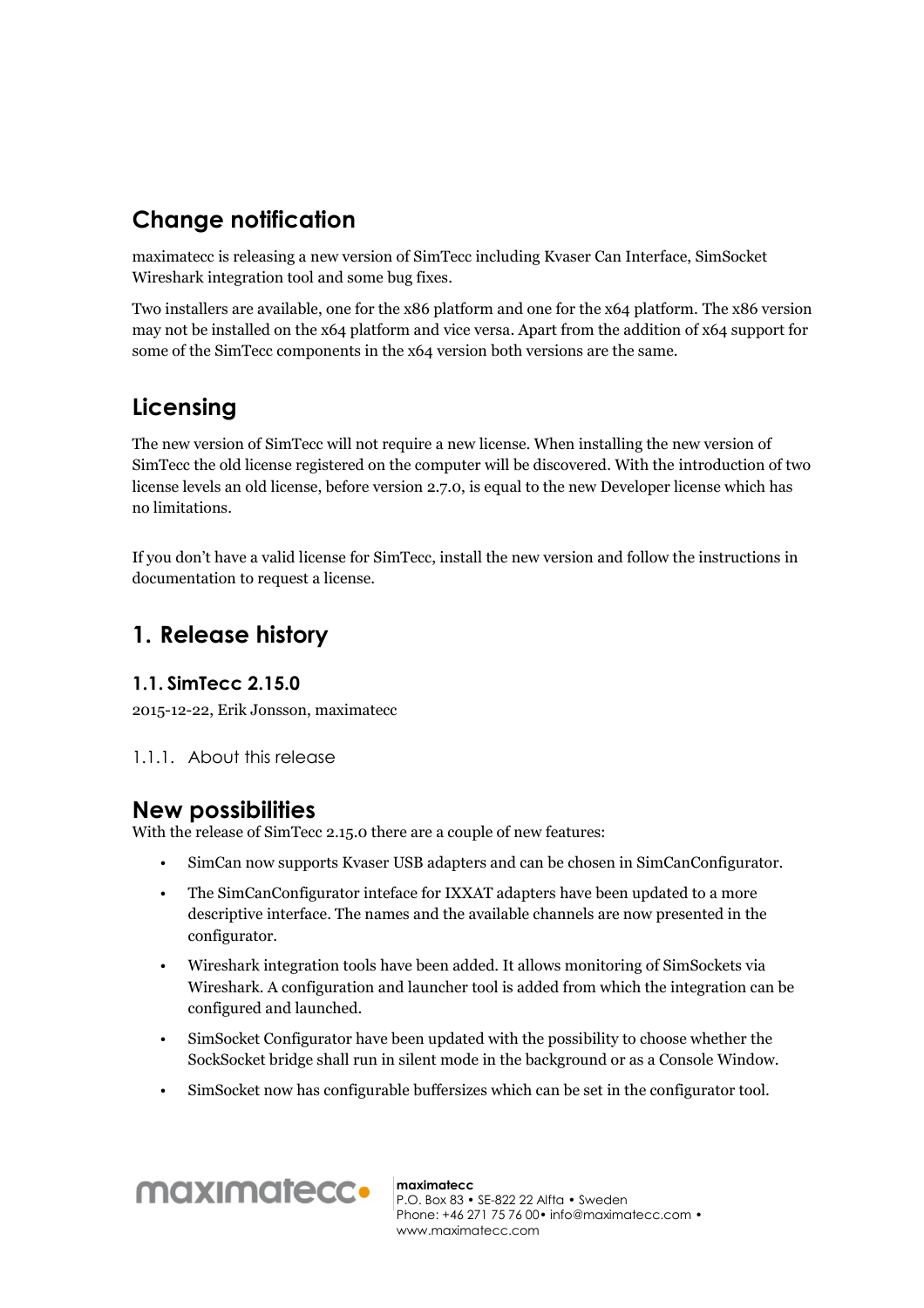## Change notification

maximatecc is releasing a new version of SimTecc including Kvaser Can Interface, SimSocket Wireshark integration tool and some bug fixes.

Two installers are available, one for the x86 platform and one for the x64 platform. The x86 version may not be installed on the x64 platform and vice versa. Apart from the addition of x64 support for some of the SimTecc components in the x64 version both versions are the same.

## Licensing

The new version of SimTecc will not require a new license. When installing the new version of SimTecc the old license registered on the computer will be discovered. With the introduction of two license levels an old license, before version 2.7.0, is equal to the new Developer license which has no limitations.

If you don't have a valid license for SimTecc, install the new version and follow the instructions in documentation to request a license.

## 1. Release history

### 1.1. SimTecc 2.15.0

2015-12-22, Erik Jonsson, maximatecc

#### 1.1.1. About this release

## New possibilities

With the release of SimTecc 2.15.0 there are a couple of new features:

- SimCan now supports Kvaser USB adapters and can be chosen in SimCanConfigurator.
- The SimCanConfigurator inteface for IXXAT adapters have been updated to a more descriptive interface. The names and the available channels are now presented in the configurator.
- Wireshark integration tools have been added. It allows monitoring of SimSockets via Wireshark. A configuration and launcher tool is added from which the integration can be configured and launched.
- SimSocket Configurator have been updated with the possibility to choose whether the SockSocket bridge shall run in silent mode in the background or as a Console Window.
- SimSocket now has configurable buffersizes which can be set in the configurator tool.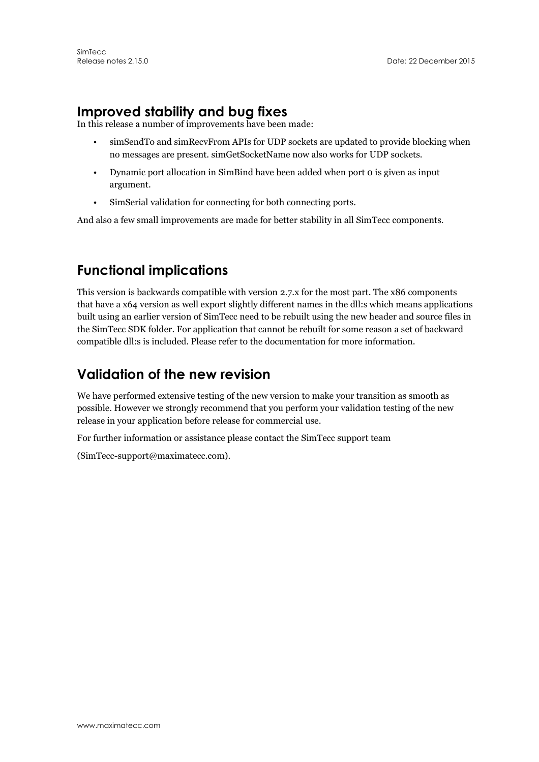## Improved stability and bug fixes

In this release a number of improvements have been made:

- simSendTo and simRecvFrom APIs for UDP sockets are updated to provide blocking when no messages are present. simGetSocketName now also works for UDP sockets.
- Dynamic port allocation in SimBind have been added when port 0 is given as input argument.
- SimSerial validation for connecting for both connecting ports.

And also a few small improvements are made for better stability in all SimTecc components.

## Functional implications

This version is backwards compatible with version 2.7.x for the most part. The x86 components that have a x64 version as well export slightly different names in the dll:s which means applications built using an earlier version of SimTecc need to be rebuilt using the new header and source files in the SimTecc SDK folder. For application that cannot be rebuilt for some reason a set of backward compatible dll:s is included. Please refer to the documentation for more information.

## Validation of the new revision

We have performed extensive testing of the new version to make your transition as smooth as possible. However we strongly recommend that you perform your validation testing of the new release in your application before release for commercial use.

For further information or assistance please contact the SimTecc support team

(SimTecc-support@maximatecc.com).